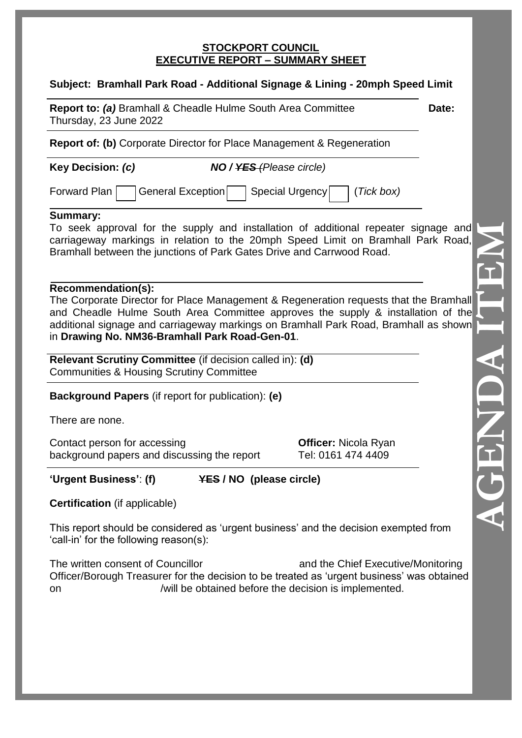**STOCKPORT COUNCIL**
**EXECUTIVE REPORT – SUMMARY SHEET**

**Subject: Bramhall Park Road - Additional Signage & Lining - 20mph Speed Limit**

**Report to:** ***(a)*** Bramhall & Cheadle Hulme South Area Committee **Date:** Thursday, 23 June 2022

**Report of: (b)** Corporate Director for Place Management & Regeneration

**Key Decision:** ***(c)*** ***NO / ~~YES~~*** *(Please circle)*

Forward Plan ☐ General Exception ☐ Special Urgency ☐ (*Tick box)*

**Summary:**

To seek approval for the supply and installation of additional repeater signage and carriageway markings in relation to the 20mph Speed Limit on Bramhall Park Road, Bramhall between the junctions of Park Gates Drive and Carrwood Road.

**Recommendation(s):**

The Corporate Director for Place Management & Regeneration requests that the Bramhall and Cheadle Hulme South Area Committee approves the supply & installation of the additional signage and carriageway markings on Bramhall Park Road, Bramhall as shown in **Drawing No. NM36-Bramhall Park Road-Gen-01**.

**Relevant Scrutiny Committee** (if decision called in): **(d)**
Communities & Housing Scrutiny Committee

**Background Papers** (if report for publication): **(e)**

There are none.

Contact person for accessing background papers and discussing the report

**Officer:** Nicola Ryan
Tel: 0161 474 4409

**'Urgent Business'**: **(f)** **~~YES~~ / NO (please circle)**

**Certification** (if applicable)

This report should be considered as 'urgent business' and the decision exempted from 'call-in' for the following reason(s):

The written consent of Councillor and the Chief Executive/Monitoring Officer/Borough Treasurer for the decision to be treated as 'urgent business' was obtained on /will be obtained before the decision is implemented.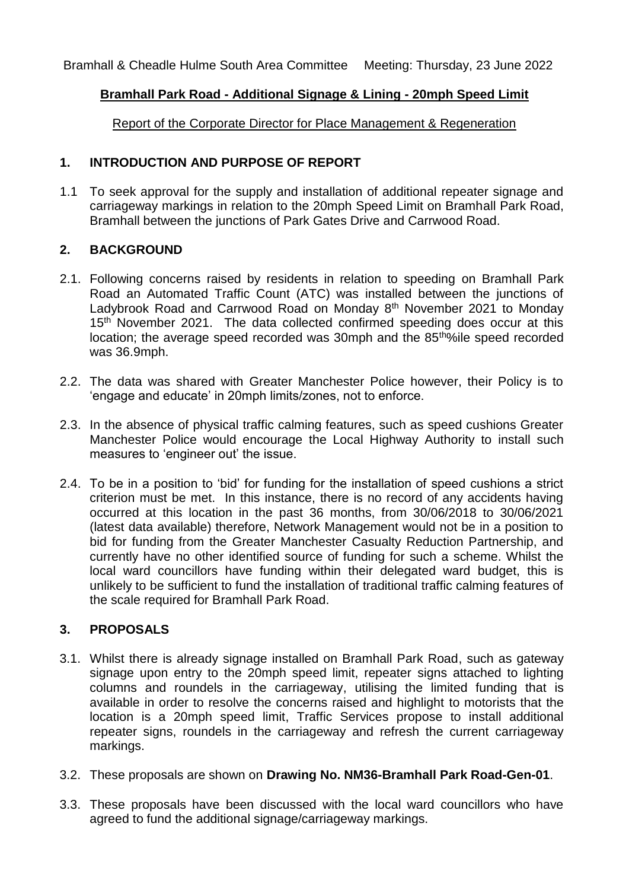Bramhall & Cheadle Hulme South Area Committee Meeting: Thursday, 23 June 2022

## Bramhall Park Road - Additional Signage & Lining - 20mph Speed Limit

Report of the Corporate Director for Place Management & Regeneration

### 1. INTRODUCTION AND PURPOSE OF REPORT

1.1 To seek approval for the supply and installation of additional repeater signage and carriageway markings in relation to the 20mph Speed Limit on Bramhall Park Road, Bramhall between the junctions of Park Gates Drive and Carrwood Road.

### 2. BACKGROUND

2.1. Following concerns raised by residents in relation to speeding on Bramhall Park Road an Automated Traffic Count (ATC) was installed between the junctions of Ladybrook Road and Carrwood Road on Monday 8th November 2021 to Monday 15th November 2021. The data collected confirmed speeding does occur at this location; the average speed recorded was 30mph and the 85th%ile speed recorded was 36.9mph.

2.2. The data was shared with Greater Manchester Police however, their Policy is to 'engage and educate' in 20mph limits/zones, not to enforce.

2.3. In the absence of physical traffic calming features, such as speed cushions Greater Manchester Police would encourage the Local Highway Authority to install such measures to 'engineer out' the issue.

2.4. To be in a position to 'bid' for funding for the installation of speed cushions a strict criterion must be met. In this instance, there is no record of any accidents having occurred at this location in the past 36 months, from 30/06/2018 to 30/06/2021 (latest data available) therefore, Network Management would not be in a position to bid for funding from the Greater Manchester Casualty Reduction Partnership, and currently have no other identified source of funding for such a scheme. Whilst the local ward councillors have funding within their delegated ward budget, this is unlikely to be sufficient to fund the installation of traditional traffic calming features of the scale required for Bramhall Park Road.

### 3. PROPOSALS

3.1. Whilst there is already signage installed on Bramhall Park Road, such as gateway signage upon entry to the 20mph speed limit, repeater signs attached to lighting columns and roundels in the carriageway, utilising the limited funding that is available in order to resolve the concerns raised and highlight to motorists that the location is a 20mph speed limit, Traffic Services propose to install additional repeater signs, roundels in the carriageway and refresh the current carriageway markings.

3.2. These proposals are shown on **Drawing No. NM36-Bramhall Park Road-Gen-01**.

3.3. These proposals have been discussed with the local ward councillors who have agreed to fund the additional signage/carriageway markings.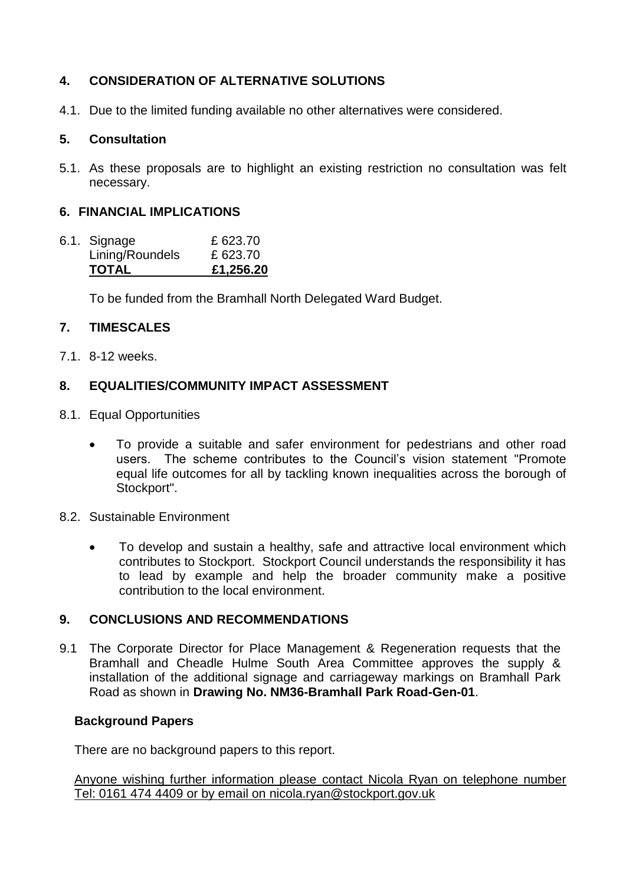## 4. CONSIDERATION OF ALTERNATIVE SOLUTIONS

4.1. Due to the limited funding available no other alternatives were considered.

## 5. Consultation

5.1. As these proposals are to highlight an existing restriction no consultation was felt necessary.

## 6. FINANCIAL IMPLICATIONS

6.1.

| | |
|---|---|
| Signage | £ 623.70 |
| Lining/Roundels | £ 623.70 |
| **TOTAL** | **£1,256.20** |

To be funded from the Bramhall North Delegated Ward Budget.

## 7. TIMESCALES

7.1. 8-12 weeks.

## 8. EQUALITIES/COMMUNITY IMPACT ASSESSMENT

8.1. Equal Opportunities

- To provide a suitable and safer environment for pedestrians and other road users. The scheme contributes to the Council's vision statement "Promote equal life outcomes for all by tackling known inequalities across the borough of Stockport".

8.2. Sustainable Environment

- To develop and sustain a healthy, safe and attractive local environment which contributes to Stockport. Stockport Council understands the responsibility it has to lead by example and help the broader community make a positive contribution to the local environment.

## 9. CONCLUSIONS AND RECOMMENDATIONS

9.1 The Corporate Director for Place Management & Regeneration requests that the Bramhall and Cheadle Hulme South Area Committee approves the supply & installation of the additional signage and carriageway markings on Bramhall Park Road as shown in **Drawing No. NM36-Bramhall Park Road-Gen-01**.

**Background Papers**

There are no background papers to this report.

Anyone wishing further information please contact Nicola Ryan on telephone number Tel: 0161 474 4409 or by email on nicola.ryan@stockport.gov.uk